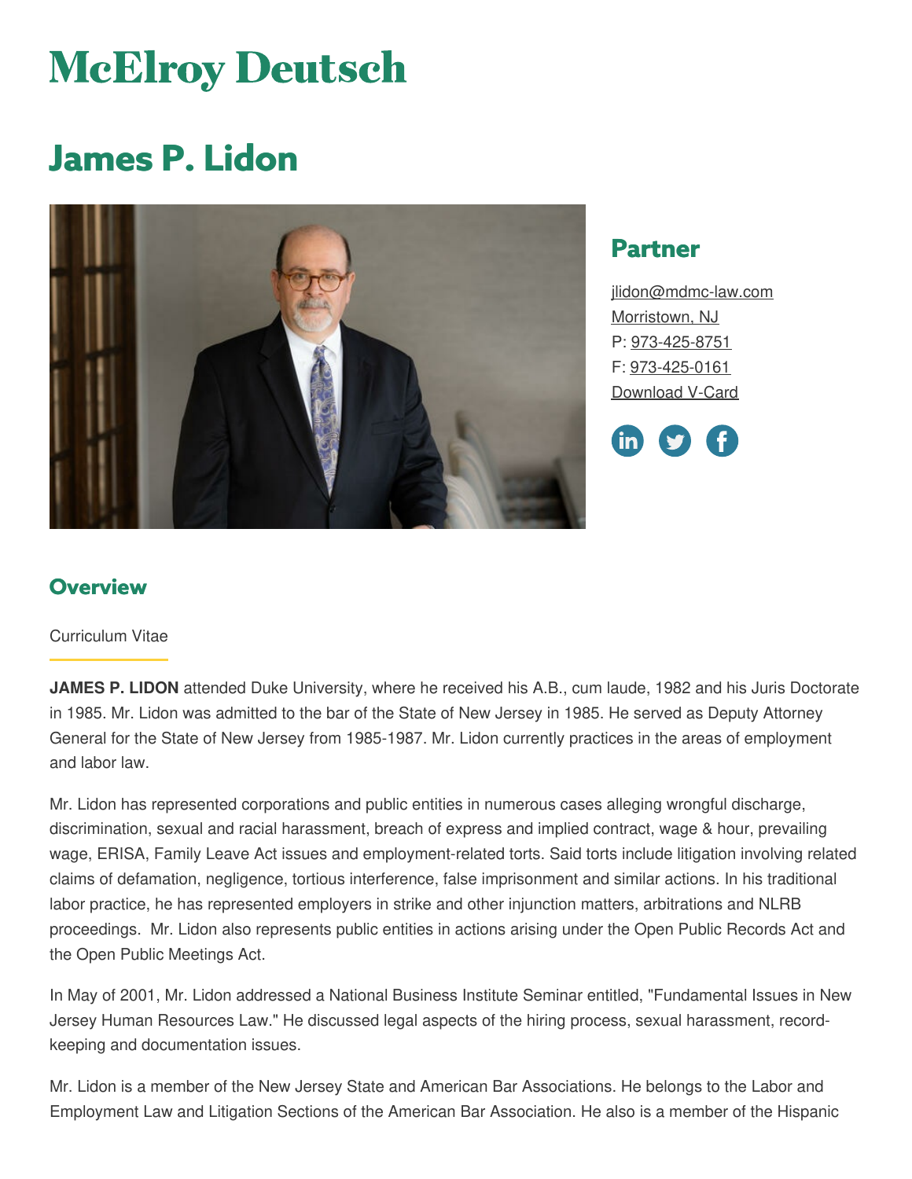# McElroy Deutsch

# James P. Lidon

## Partner

jlidon@mdmc-law.com
Morristown, NJ
P: 973-425-8751
F: 973-425-0161
Download V-Card

## Overview

Curriculum Vitae

**JAMES P. LIDON** attended Duke University, where he received his A.B., cum laude, 1982 and his Juris Doctorate in 1985. Mr. Lidon was admitted to the bar of the State of New Jersey in 1985. He served as Deputy Attorney General for the State of New Jersey from 1985-1987. Mr. Lidon currently practices in the areas of employment and labor law.

Mr. Lidon has represented corporations and public entities in numerous cases alleging wrongful discharge, discrimination, sexual and racial harassment, breach of express and implied contract, wage & hour, prevailing wage, ERISA, Family Leave Act issues and employment-related torts. Said torts include litigation involving related claims of defamation, negligence, tortious interference, false imprisonment and similar actions. In his traditional labor practice, he has represented employers in strike and other injunction matters, arbitrations and NLRB proceedings. Mr. Lidon also represents public entities in actions arising under the Open Public Records Act and the Open Public Meetings Act.

In May of 2001, Mr. Lidon addressed a National Business Institute Seminar entitled, "Fundamental Issues in New Jersey Human Resources Law." He discussed legal aspects of the hiring process, sexual harassment, record-keeping and documentation issues.

Mr. Lidon is a member of the New Jersey State and American Bar Associations. He belongs to the Labor and Employment Law and Litigation Sections of the American Bar Association. He also is a member of the Hispanic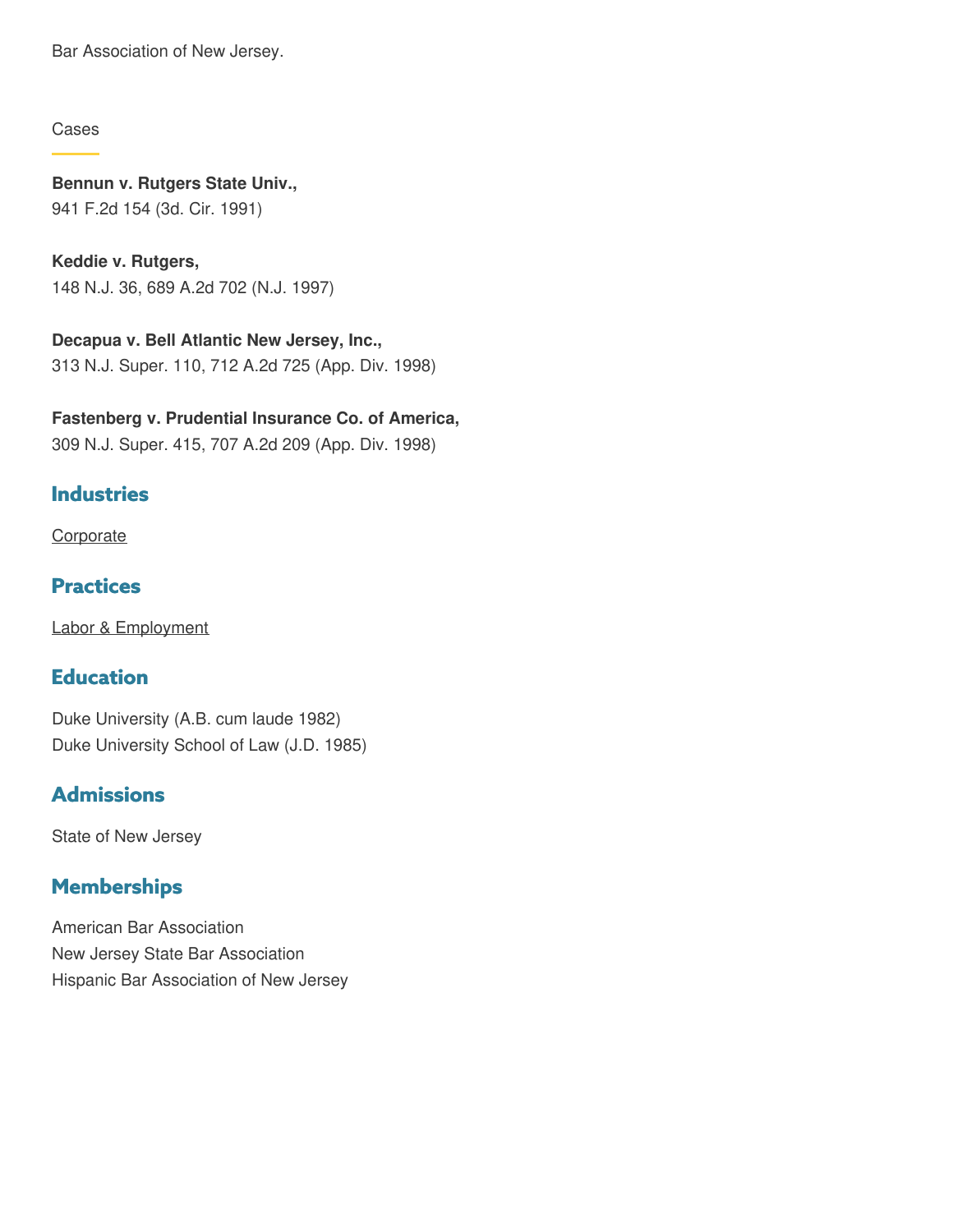Bar Association of New Jersey.

Cases

**Bennun v. Rutgers State Univ.,**
941 F.2d 154 (3d. Cir. 1991)

**Keddie v. Rutgers,**
148 N.J. 36, 689 A.2d 702 (N.J. 1997)

**Decapua v. Bell Atlantic New Jersey, Inc.,**
313 N.J. Super. 110, 712 A.2d 725 (App. Div. 1998)

**Fastenberg v. Prudential Insurance Co. of America,**
309 N.J. Super. 415, 707 A.2d 209 (App. Div. 1998)

## Industries

Corporate

## Practices

Labor & Employment

## Education

Duke University (A.B. cum laude 1982)
Duke University School of Law (J.D. 1985)

## Admissions

State of New Jersey

## Memberships

American Bar Association
New Jersey State Bar Association
Hispanic Bar Association of New Jersey